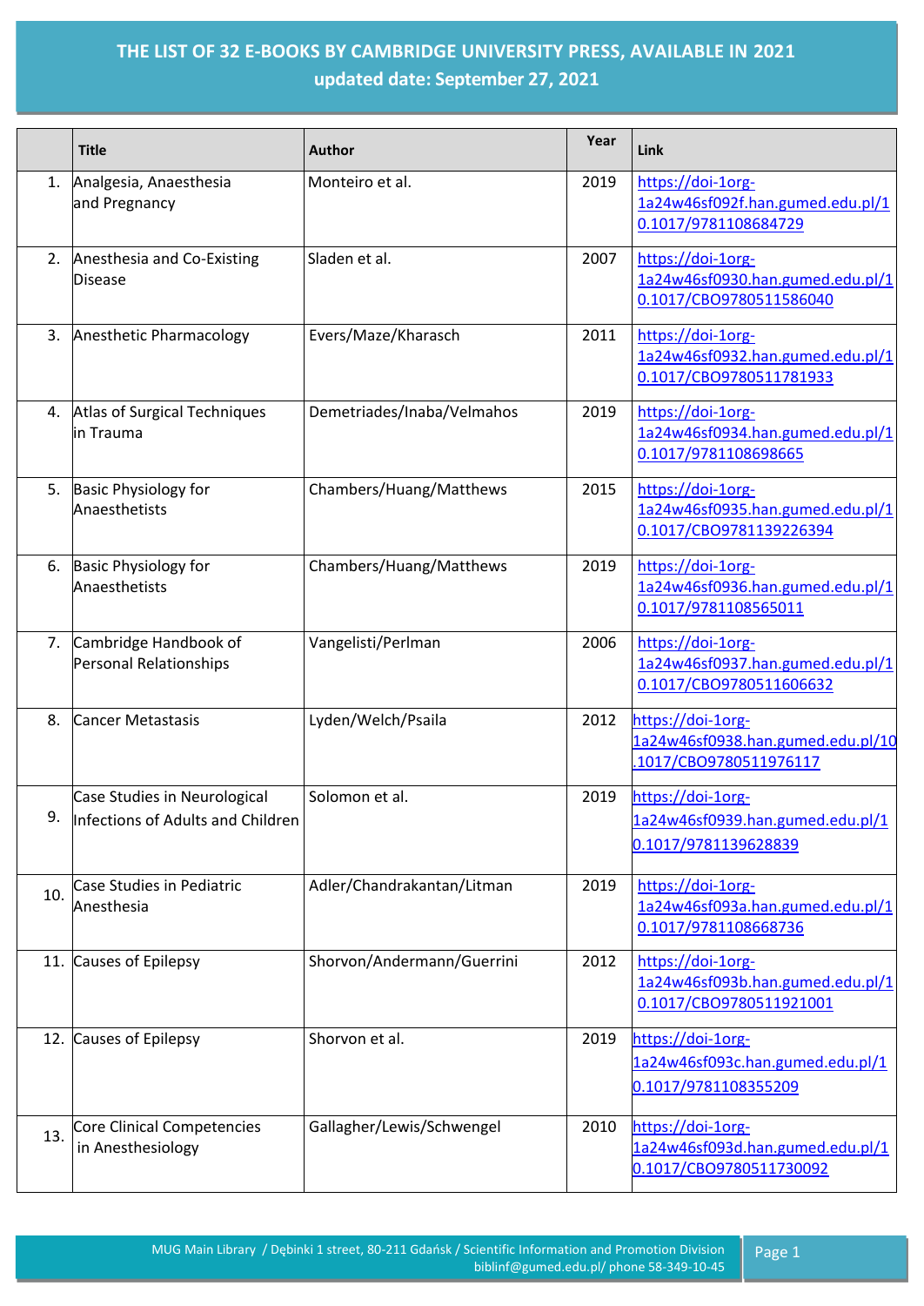# THE LIST OF 32 E-BOOKS BY CAMBRIDGE UNIVERSITY PRESS, AVAILABLE IN 2021

**updated date: September 27, 2021**

| | Title | Author | Year | Link |
|---|---|---|---|---|
| 1. | Analgesia, Anaesthesia and Pregnancy | Monteiro et al. | 2019 | https://doi-1org-1a24w46sf092f.han.gumed.edu.pl/10.1017/9781108684729 |
| 2. | Anesthesia and Co-Existing Disease | Sladen et al. | 2007 | https://doi-1org-1a24w46sf0930.han.gumed.edu.pl/10.1017/CBO9780511586040 |
| 3. | Anesthetic Pharmacology | Evers/Maze/Kharasch | 2011 | https://doi-1org-1a24w46sf0932.han.gumed.edu.pl/10.1017/CBO9780511781933 |
| 4. | Atlas of Surgical Techniques in Trauma | Demetriades/Inaba/Velmahos | 2019 | https://doi-1org-1a24w46sf0934.han.gumed.edu.pl/10.1017/9781108698665 |
| 5. | Basic Physiology for Anaesthetists | Chambers/Huang/Matthews | 2015 | https://doi-1org-1a24w46sf0935.han.gumed.edu.pl/10.1017/CBO9781139226394 |
| 6. | Basic Physiology for Anaesthetists | Chambers/Huang/Matthews | 2019 | https://doi-1org-1a24w46sf0936.han.gumed.edu.pl/10.1017/9781108565011 |
| 7. | Cambridge Handbook of Personal Relationships | Vangelisti/Perlman | 2006 | https://doi-1org-1a24w46sf0937.han.gumed.edu.pl/10.1017/CBO9780511606632 |
| 8. | Cancer Metastasis | Lyden/Welch/Psaila | 2012 | https://doi-1org-1a24w46sf0938.han.gumed.edu.pl/10.1017/CBO9780511976117 |
| 9. | Case Studies in Neurological Infections of Adults and Children | Solomon et al. | 2019 | https://doi-1org-1a24w46sf0939.han.gumed.edu.pl/10.1017/9781139628839 |
| 10. | Case Studies in Pediatric Anesthesia | Adler/Chandrakantan/Litman | 2019 | https://doi-1org-1a24w46sf093a.han.gumed.edu.pl/10.1017/9781108668736 |
| 11. | Causes of Epilepsy | Shorvon/Andermann/Guerrini | 2012 | https://doi-1org-1a24w46sf093b.han.gumed.edu.pl/10.1017/CBO9780511921001 |
| 12. | Causes of Epilepsy | Shorvon et al. | 2019 | https://doi-1org-1a24w46sf093c.han.gumed.edu.pl/10.1017/9781108355209 |
| 13. | Core Clinical Competencies in Anesthesiology | Gallagher/Lewis/Schwengel | 2010 | https://doi-1org-1a24w46sf093d.han.gumed.edu.pl/10.1017/CBO9780511730092 |

MUG Main Library / Dębinki 1 street, 80-211 Gdańsk / Scientific Information and Promotion Division
biblinf@gumed.edu.pl/ phone 58-349-10-45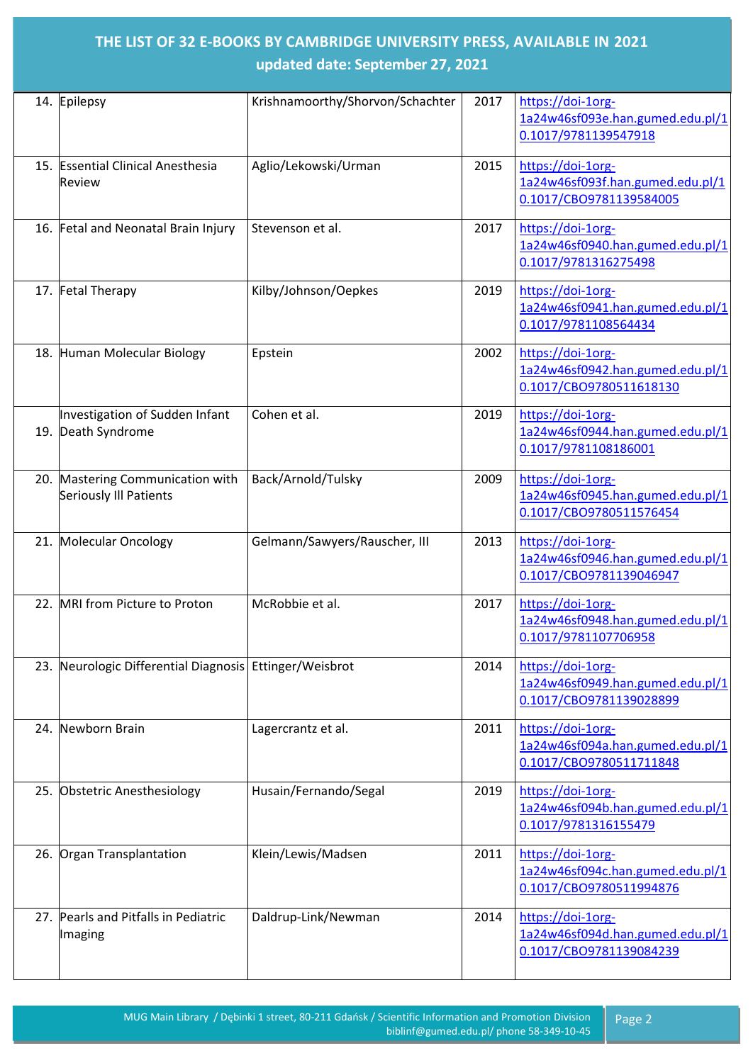# THE LIST OF 32 E-BOOKS BY CAMBRIDGE UNIVERSITY PRESS, AVAILABLE IN 2021

**updated date: September 27, 2021**

| | | | | |
|---|---|---|---|---|
| 14. | Epilepsy | Krishnamoorthy/Shorvon/Schachter | 2017 | https://doi-1org-1a24w46sf093e.han.gumed.edu.pl/10.1017/9781139547918 |
| 15. | Essential Clinical Anesthesia Review | Aglio/Lekowski/Urman | 2015 | https://doi-1org-1a24w46sf093f.han.gumed.edu.pl/10.1017/CBO9781139584005 |
| 16. | Fetal and Neonatal Brain Injury | Stevenson et al. | 2017 | https://doi-1org-1a24w46sf0940.han.gumed.edu.pl/10.1017/9781316275498 |
| 17. | Fetal Therapy | Kilby/Johnson/Oepkes | 2019 | https://doi-1org-1a24w46sf0941.han.gumed.edu.pl/10.1017/9781108564434 |
| 18. | Human Molecular Biology | Epstein | 2002 | https://doi-1org-1a24w46sf0942.han.gumed.edu.pl/10.1017/CBO9780511618130 |
| 19. | Investigation of Sudden Infant Death Syndrome | Cohen et al. | 2019 | https://doi-1org-1a24w46sf0944.han.gumed.edu.pl/10.1017/9781108186001 |
| 20. | Mastering Communication with Seriously Ill Patients | Back/Arnold/Tulsky | 2009 | https://doi-1org-1a24w46sf0945.han.gumed.edu.pl/10.1017/CBO9780511576454 |
| 21. | Molecular Oncology | Gelmann/Sawyers/Rauscher, III | 2013 | https://doi-1org-1a24w46sf0946.han.gumed.edu.pl/10.1017/CBO9781139046947 |
| 22. | MRI from Picture to Proton | McRobbie et al. | 2017 | https://doi-1org-1a24w46sf0948.han.gumed.edu.pl/10.1017/9781107706958 |
| 23. | Neurologic Differential Diagnosis | Ettinger/Weisbrot | 2014 | https://doi-1org-1a24w46sf0949.han.gumed.edu.pl/10.1017/CBO9781139028899 |
| 24. | Newborn Brain | Lagercrantz et al. | 2011 | https://doi-1org-1a24w46sf094a.han.gumed.edu.pl/10.1017/CBO9780511711848 |
| 25. | Obstetric Anesthesiology | Husain/Fernando/Segal | 2019 | https://doi-1org-1a24w46sf094b.han.gumed.edu.pl/10.1017/9781316155479 |
| 26. | Organ Transplantation | Klein/Lewis/Madsen | 2011 | https://doi-1org-1a24w46sf094c.han.gumed.edu.pl/10.1017/CBO9780511994876 |
| 27. | Pearls and Pitfalls in Pediatric Imaging | Daldrup-Link/Newman | 2014 | https://doi-1org-1a24w46sf094d.han.gumed.edu.pl/10.1017/CBO9781139084239 |

MUG Main Library / Dębinki 1 street, 80-211 Gdańsk / Scientific Information and Promotion Division
biblinf@gumed.edu.pl/ phone 58-349-10-45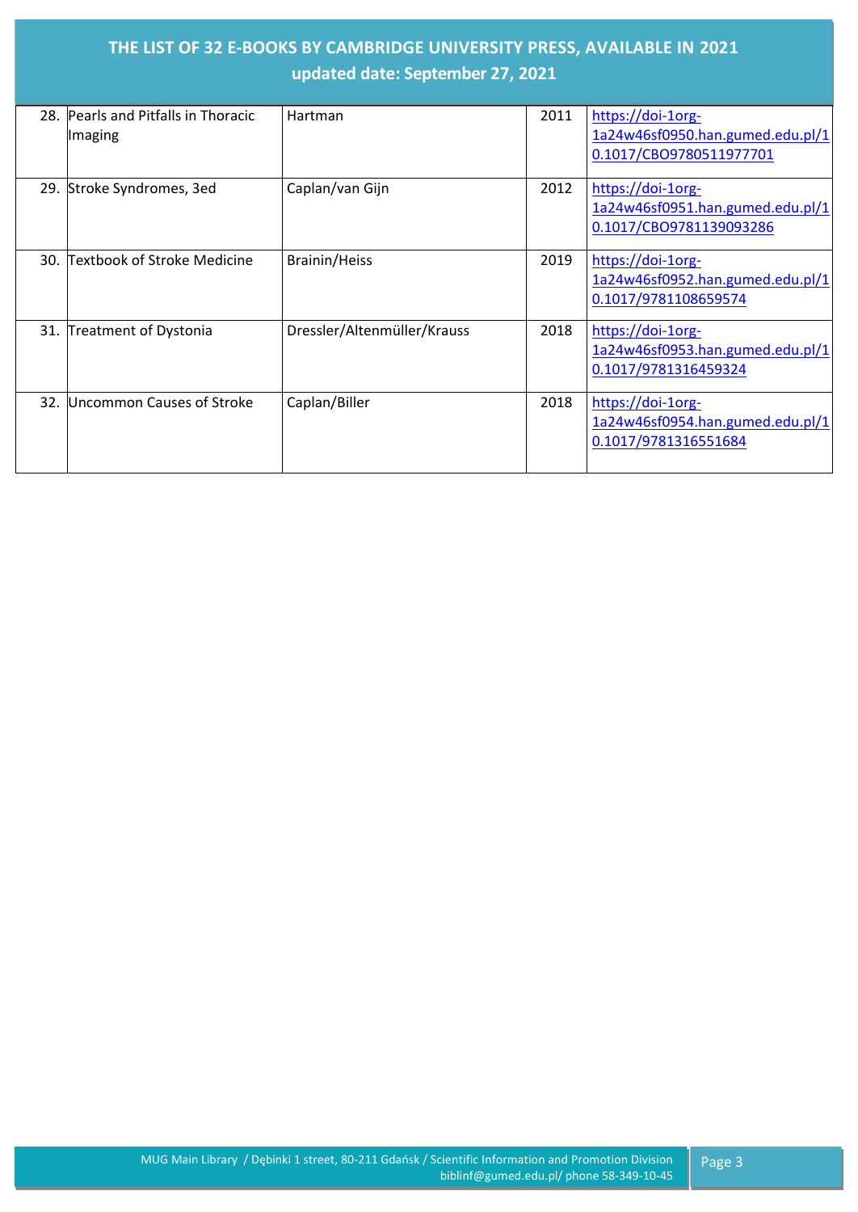| | | | | |
|---|---|---|---|---|
| 28. | Pearls and Pitfalls in Thoracic Imaging | Hartman | 2011 | https://doi-1org-1a24w46sf0950.han.gumed.edu.pl/10.1017/CBO9780511977701 |
| 29. | Stroke Syndromes, 3ed | Caplan/van Gijn | 2012 | https://doi-1org-1a24w46sf0951.han.gumed.edu.pl/10.1017/CBO9781139093286 |
| 30. | Textbook of Stroke Medicine | Brainin/Heiss | 2019 | https://doi-1org-1a24w46sf0952.han.gumed.edu.pl/10.1017/9781108659574 |
| 31. | Treatment of Dystonia | Dressler/Altenmüller/Krauss | 2018 | https://doi-1org-1a24w46sf0953.han.gumed.edu.pl/10.1017/9781316459324 |
| 32. | Uncommon Causes of Stroke | Caplan/Biller | 2018 | https://doi-1org-1a24w46sf0954.han.gumed.edu.pl/10.1017/9781316551684 |